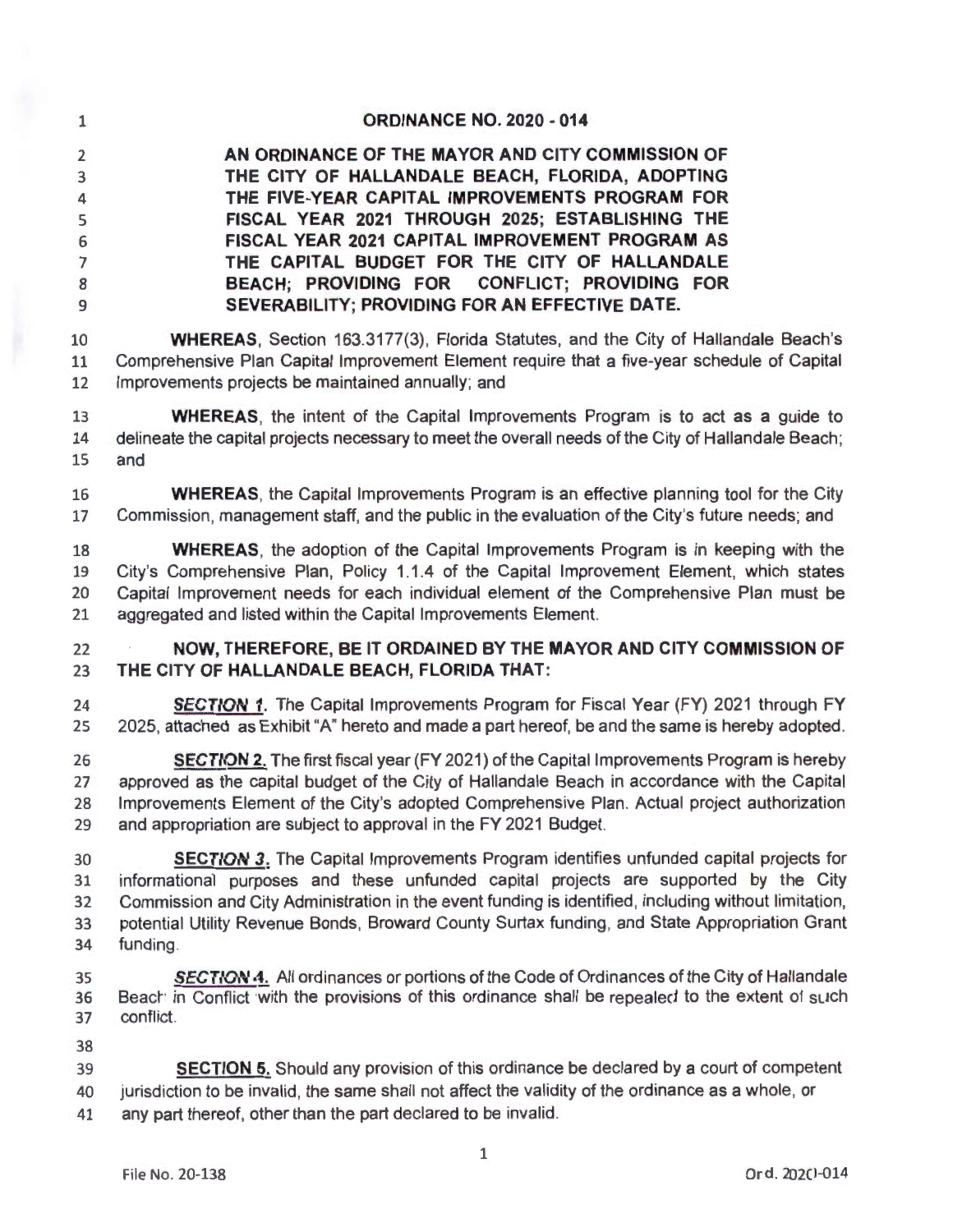# ORDINANCE NO. 2020 - 014

**AN ORDINANCE OF THE MAYOR AND CITY COMMISSION OF THE CITY OF HALLANDALE BEACH, FLORIDA, ADOPTING THE FIVE-YEAR CAPITAL IMPROVEMENTS PROGRAM FOR FISCAL YEAR 2021 THROUGH 2025; ESTABLISHING THE FISCAL YEAR 2021 CAPITAL IMPROVEMENT PROGRAM AS THE CAPITAL BUDGET FOR THE CITY OF HALLANDALE BEACH; PROVIDING FOR CONFLICT; PROVIDING FOR SEVERABILITY; PROVIDING FOR AN EFFECTIVE DATE.**

**WHEREAS**, Section 163.3177(3), Florida Statutes, and the City of Hallandale Beach's Comprehensive Plan Capital Improvement Element require that a five-year schedule of Capital Improvements projects be maintained annually; and

**WHEREAS**, the intent of the Capital Improvements Program is to act as a guide to delineate the capital projects necessary to meet the overall needs of the City of Hallandale Beach; and

**WHEREAS**, the Capital Improvements Program is an effective planning tool for the City Commission, management staff, and the public in the evaluation of the City's future needs; and

**WHEREAS**, the adoption of the Capital Improvements Program is in keeping with the City's Comprehensive Plan, Policy 1.1.4 of the Capital Improvement Element, which states Capital Improvement needs for each individual element of the Comprehensive Plan must be aggregated and listed within the Capital Improvements Element.

**NOW, THEREFORE, BE IT ORDAINED BY THE MAYOR AND CITY COMMISSION OF THE CITY OF HALLANDALE BEACH, FLORIDA THAT:**

***SECTION 1.*** The Capital Improvements Program for Fiscal Year (FY) 2021 through FY 2025, attached as Exhibit "A" hereto and made a part hereof, be and the same is hereby adopted.

***SECTION 2.*** The first fiscal year (FY 2021) of the Capital Improvements Program is hereby approved as the capital budget of the City of Hallandale Beach in accordance with the Capital Improvements Element of the City's adopted Comprehensive Plan. Actual project authorization and appropriation are subject to approval in the FY 2021 Budget.

***SECTION 3.*** The Capital Improvements Program identifies unfunded capital projects for informational purposes and these unfunded capital projects are supported by the City Commission and City Administration in the event funding is identified, including without limitation, potential Utility Revenue Bonds, Broward County Surtax funding, and State Appropriation Grant funding.

***SECTION 4.*** All ordinances or portions of the Code of Ordinances of the City of Hallandale Beach in Conflict with the provisions of this ordinance shall be repealed to the extent of such conflict.

**SECTION 5.** Should any provision of this ordinance be declared by a court of competent jurisdiction to be invalid, the same shall not affect the validity of the ordinance as a whole, or any part thereof, other than the part declared to be invalid.

File No. 20-138 Ord. 2020-014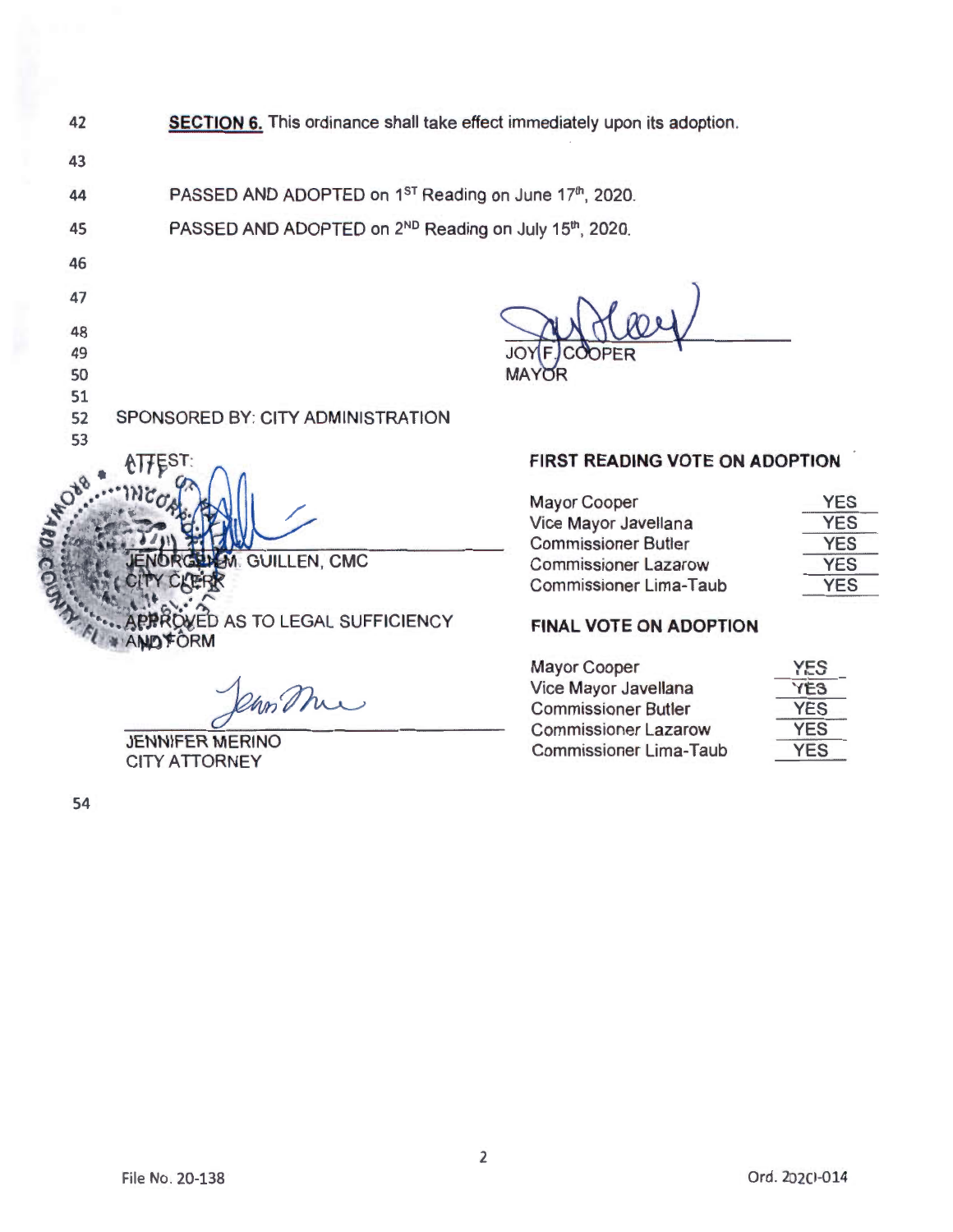**SECTION 6.** This ordinance shall take effect immediately upon its adoption.

PASSED AND ADOPTED on 1ST Reading on June 17th, 2020.

PASSED AND ADOPTED on 2ND Reading on July 15th, 2020.

JOY F. COOPER
MAYOR

SPONSORED BY: CITY ADMINISTRATION

ATTEST:

JENORGEN M. GUILLEN, CMC
CITY CLERK

APPROVED AS TO LEGAL SUFFICIENCY AND FORM

JENNIFER MERINO
CITY ATTORNEY

**FIRST READING VOTE ON ADOPTION**

| | |
|---|---|
| Mayor Cooper | YES |
| Vice Mayor Javellana | YES |
| Commissioner Butler | YES |
| Commissioner Lazarow | YES |
| Commissioner Lima-Taub | YES |

**FINAL VOTE ON ADOPTION**

| | |
|---|---|
| Mayor Cooper | YES |
| Vice Mayor Javellana | YES |
| Commissioner Butler | YES |
| Commissioner Lazarow | YES |
| Commissioner Lima-Taub | YES |

File No. 20-138

Ord. 2020-014